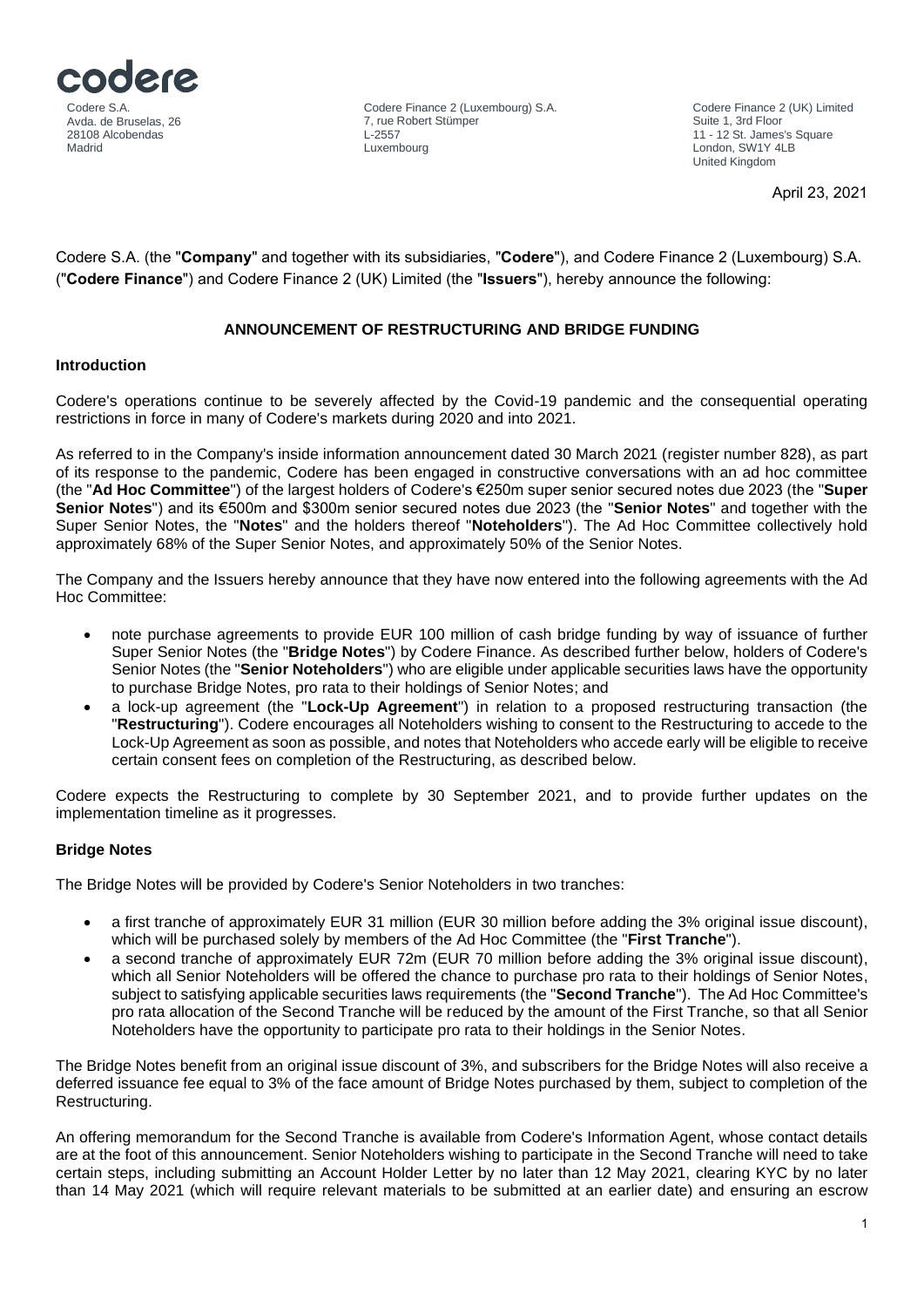codere

Codere S.A.
Avda. de Bruselas, 26
28108 Alcobendas
Madrid

Codere Finance 2 (Luxembourg) S.A.
7, rue Robert Stümper
L-2557
Luxembourg

Codere Finance 2 (UK) Limited
Suite 1, 3rd Floor
11 - 12 St. James's Square
London, SW1Y 4LB
United Kingdom

April 23, 2021

Codere S.A. (the "**Company**" and together with its subsidiaries, "**Codere**"), and Codere Finance 2 (Luxembourg) S.A. ("**Codere Finance**") and Codere Finance 2 (UK) Limited (the "**Issuers**"), hereby announce the following:

## ANNOUNCEMENT OF RESTRUCTURING AND BRIDGE FUNDING

### Introduction

Codere's operations continue to be severely affected by the Covid-19 pandemic and the consequential operating restrictions in force in many of Codere's markets during 2020 and into 2021.

As referred to in the Company's inside information announcement dated 30 March 2021 (register number 828), as part of its response to the pandemic, Codere has been engaged in constructive conversations with an ad hoc committee (the "**Ad Hoc Committee**") of the largest holders of Codere's €250m super senior secured notes due 2023 (the "**Super Senior Notes**") and its €500m and $300m senior secured notes due 2023 (the "**Senior Notes**" and together with the Super Senior Notes, the "**Notes**" and the holders thereof "**Noteholders**"). The Ad Hoc Committee collectively hold approximately 68% of the Super Senior Notes, and approximately 50% of the Senior Notes.

The Company and the Issuers hereby announce that they have now entered into the following agreements with the Ad Hoc Committee:

- note purchase agreements to provide EUR 100 million of cash bridge funding by way of issuance of further Super Senior Notes (the "**Bridge Notes**") by Codere Finance. As described further below, holders of Codere's Senior Notes (the "**Senior Noteholders**") who are eligible under applicable securities laws have the opportunity to purchase Bridge Notes, pro rata to their holdings of Senior Notes; and
- a lock-up agreement (the "**Lock-Up Agreement**") in relation to a proposed restructuring transaction (the "**Restructuring**"). Codere encourages all Noteholders wishing to consent to the Restructuring to accede to the Lock-Up Agreement as soon as possible, and notes that Noteholders who accede early will be eligible to receive certain consent fees on completion of the Restructuring, as described below.

Codere expects the Restructuring to complete by 30 September 2021, and to provide further updates on the implementation timeline as it progresses.

### Bridge Notes

The Bridge Notes will be provided by Codere's Senior Noteholders in two tranches:

- a first tranche of approximately EUR 31 million (EUR 30 million before adding the 3% original issue discount), which will be purchased solely by members of the Ad Hoc Committee (the "**First Tranche**").
- a second tranche of approximately EUR 72m (EUR 70 million before adding the 3% original issue discount), which all Senior Noteholders will be offered the chance to purchase pro rata to their holdings of Senior Notes, subject to satisfying applicable securities laws requirements (the "**Second Tranche**"). The Ad Hoc Committee's pro rata allocation of the Second Tranche will be reduced by the amount of the First Tranche, so that all Senior Noteholders have the opportunity to participate pro rata to their holdings in the Senior Notes.

The Bridge Notes benefit from an original issue discount of 3%, and subscribers for the Bridge Notes will also receive a deferred issuance fee equal to 3% of the face amount of Bridge Notes purchased by them, subject to completion of the Restructuring.

An offering memorandum for the Second Tranche is available from Codere's Information Agent, whose contact details are at the foot of this announcement. Senior Noteholders wishing to participate in the Second Tranche will need to take certain steps, including submitting an Account Holder Letter by no later than 12 May 2021, clearing KYC by no later than 14 May 2021 (which will require relevant materials to be submitted at an earlier date) and ensuring an escrow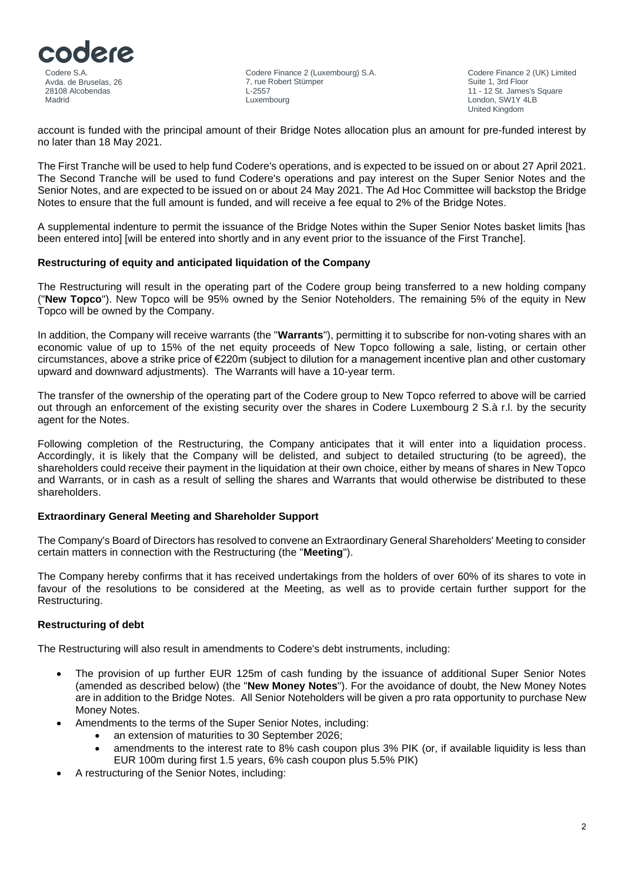account is funded with the principal amount of their Bridge Notes allocation plus an amount for pre-funded interest by no later than 18 May 2021.

The First Tranche will be used to help fund Codere's operations, and is expected to be issued on or about 27 April 2021. The Second Tranche will be used to fund Codere's operations and pay interest on the Super Senior Notes and the Senior Notes, and are expected to be issued on or about 24 May 2021. The Ad Hoc Committee will backstop the Bridge Notes to ensure that the full amount is funded, and will receive a fee equal to 2% of the Bridge Notes.

A supplemental indenture to permit the issuance of the Bridge Notes within the Super Senior Notes basket limits [has been entered into] [will be entered into shortly and in any event prior to the issuance of the First Tranche].

**Restructuring of equity and anticipated liquidation of the Company**

The Restructuring will result in the operating part of the Codere group being transferred to a new holding company ("**New Topco**"). New Topco will be 95% owned by the Senior Noteholders. The remaining 5% of the equity in New Topco will be owned by the Company.

In addition, the Company will receive warrants (the "**Warrants**"), permitting it to subscribe for non-voting shares with an economic value of up to 15% of the net equity proceeds of New Topco following a sale, listing, or certain other circumstances, above a strike price of €220m (subject to dilution for a management incentive plan and other customary upward and downward adjustments). The Warrants will have a 10-year term.

The transfer of the ownership of the operating part of the Codere group to New Topco referred to above will be carried out through an enforcement of the existing security over the shares in Codere Luxembourg 2 S.à r.l. by the security agent for the Notes.

Following completion of the Restructuring, the Company anticipates that it will enter into a liquidation process. Accordingly, it is likely that the Company will be delisted, and subject to detailed structuring (to be agreed), the shareholders could receive their payment in the liquidation at their own choice, either by means of shares in New Topco and Warrants, or in cash as a result of selling the shares and Warrants that would otherwise be distributed to these shareholders.

**Extraordinary General Meeting and Shareholder Support**

The Company's Board of Directors has resolved to convene an Extraordinary General Shareholders' Meeting to consider certain matters in connection with the Restructuring (the "**Meeting**").

The Company hereby confirms that it has received undertakings from the holders of over 60% of its shares to vote in favour of the resolutions to be considered at the Meeting, as well as to provide certain further support for the Restructuring.

**Restructuring of debt**

The Restructuring will also result in amendments to Codere's debt instruments, including:

- The provision of up further EUR 125m of cash funding by the issuance of additional Super Senior Notes (amended as described below) (the "**New Money Notes**"). For the avoidance of doubt, the New Money Notes are in addition to the Bridge Notes. All Senior Noteholders will be given a pro rata opportunity to purchase New Money Notes.
- Amendments to the terms of the Super Senior Notes, including:
  - an extension of maturities to 30 September 2026;
  - amendments to the interest rate to 8% cash coupon plus 3% PIK (or, if available liquidity is less than EUR 100m during first 1.5 years, 6% cash coupon plus 5.5% PIK)
- A restructuring of the Senior Notes, including: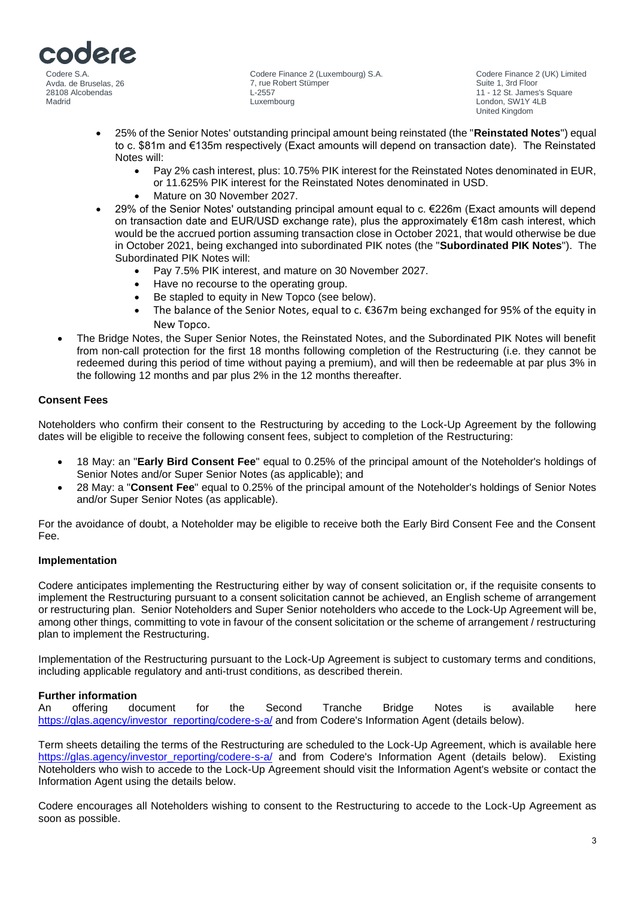- 25% of the Senior Notes' outstanding principal amount being reinstated (the "**Reinstated Notes**") equal to c. \$81m and €135m respectively (Exact amounts will depend on transaction date). The Reinstated Notes will:
    - Pay 2% cash interest, plus: 10.75% PIK interest for the Reinstated Notes denominated in EUR, or 11.625% PIK interest for the Reinstated Notes denominated in USD.
    - Mature on 30 November 2027.
- 29% of the Senior Notes' outstanding principal amount equal to c. €226m (Exact amounts will depend on transaction date and EUR/USD exchange rate), plus the approximately €18m cash interest, which would be the accrued portion assuming transaction close in October 2021, that would otherwise be due in October 2021, being exchanged into subordinated PIK notes (the "**Subordinated PIK Notes**"). The Subordinated PIK Notes will:
    - Pay 7.5% PIK interest, and mature on 30 November 2027.
    - Have no recourse to the operating group.
    - Be stapled to equity in New Topco (see below).
    - The balance of the Senior Notes, equal to c. €367m being exchanged for 95% of the equity in New Topco.
- The Bridge Notes, the Super Senior Notes, the Reinstated Notes, and the Subordinated PIK Notes will benefit from non-call protection for the first 18 months following completion of the Restructuring (i.e. they cannot be redeemed during this period of time without paying a premium), and will then be redeemable at par plus 3% in the following 12 months and par plus 2% in the 12 months thereafter.

**Consent Fees**

Noteholders who confirm their consent to the Restructuring by acceding to the Lock-Up Agreement by the following dates will be eligible to receive the following consent fees, subject to completion of the Restructuring:

- 18 May: an "**Early Bird Consent Fee**" equal to 0.25% of the principal amount of the Noteholder's holdings of Senior Notes and/or Super Senior Notes (as applicable); and
- 28 May: a "**Consent Fee**" equal to 0.25% of the principal amount of the Noteholder's holdings of Senior Notes and/or Super Senior Notes (as applicable).

For the avoidance of doubt, a Noteholder may be eligible to receive both the Early Bird Consent Fee and the Consent Fee.

**Implementation**

Codere anticipates implementing the Restructuring either by way of consent solicitation or, if the requisite consents to implement the Restructuring pursuant to a consent solicitation cannot be achieved, an English scheme of arrangement or restructuring plan. Senior Noteholders and Super Senior noteholders who accede to the Lock-Up Agreement will be, among other things, committing to vote in favour of the consent solicitation or the scheme of arrangement / restructuring plan to implement the Restructuring.

Implementation of the Restructuring pursuant to the Lock-Up Agreement is subject to customary terms and conditions, including applicable regulatory and anti-trust conditions, as described therein.

**Further information**

An offering document for the Second Tranche Bridge Notes is available here https://glas.agency/investor_reporting/codere-s-a/ and from Codere's Information Agent (details below).

Term sheets detailing the terms of the Restructuring are scheduled to the Lock-Up Agreement, which is available here https://glas.agency/investor_reporting/codere-s-a/ and from Codere's Information Agent (details below). Existing Noteholders who wish to accede to the Lock-Up Agreement should visit the Information Agent's website or contact the Information Agent using the details below.

Codere encourages all Noteholders wishing to consent to the Restructuring to accede to the Lock-Up Agreement as soon as possible.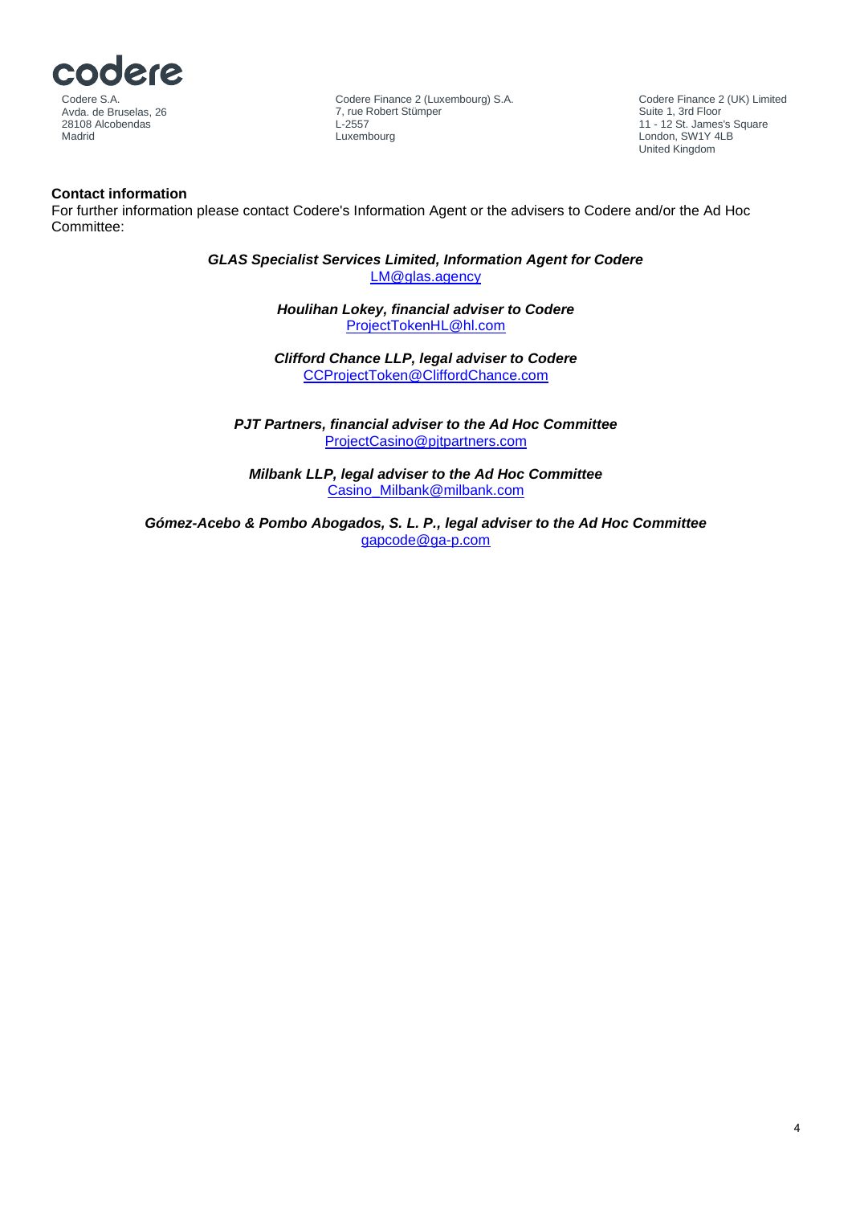codere

Codere S.A.
Avda. de Bruselas, 26
28108 Alcobendas
Madrid

Codere Finance 2 (Luxembourg) S.A.
7, rue Robert Stümper
L-2557
Luxembourg

Codere Finance 2 (UK) Limited
Suite 1, 3rd Floor
11 - 12 St. James's Square
London, SW1Y 4LB
United Kingdom

**Contact information**

For further information please contact Codere's Information Agent or the advisers to Codere and/or the Ad Hoc Committee:

***GLAS Specialist Services Limited, Information Agent for Codere***
LM@glas.agency

***Houlihan Lokey, financial adviser to Codere***
ProjectTokenHL@hl.com

***Clifford Chance LLP, legal adviser to Codere***
CCProjectToken@CliffordChance.com

***PJT Partners, financial adviser to the Ad Hoc Committee***
ProjectCasino@pjtpartners.com

***Milbank LLP, legal adviser to the Ad Hoc Committee***
Casino_Milbank@milbank.com

***Gómez-Acebo & Pombo Abogados, S. L. P., legal adviser to the Ad Hoc Committee***
gapcode@ga-p.com